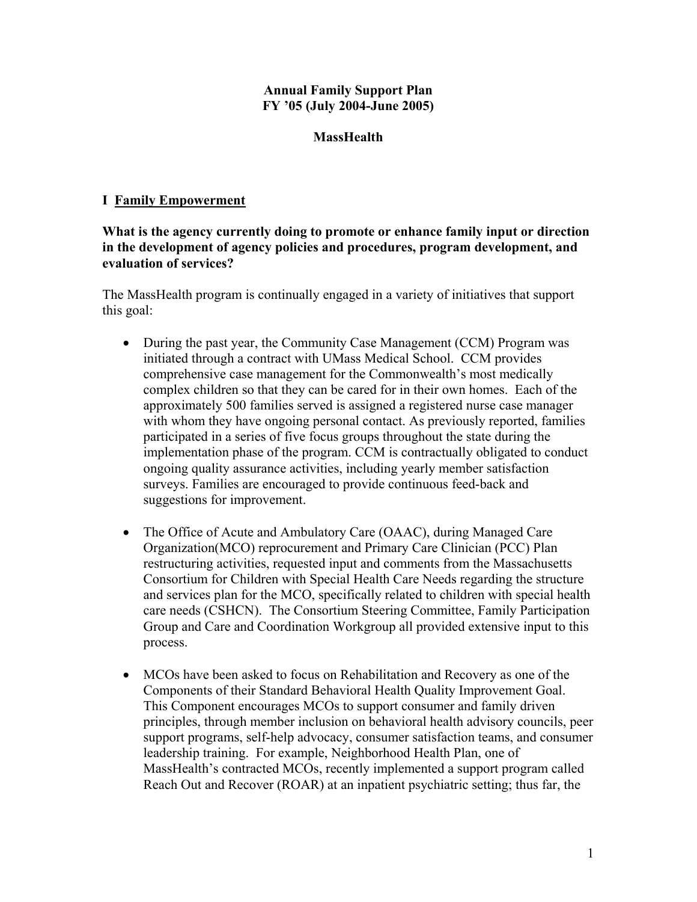# Annual Family Support Plan
# FY '05 (July 2004-June 2005)

# MassHealth

## I Family Empowerment

**What is the agency currently doing to promote or enhance family input or direction in the development of agency policies and procedures, program development, and evaluation of services?**

The MassHealth program is continually engaged in a variety of initiatives that support this goal:

- During the past year, the Community Case Management (CCM) Program was initiated through a contract with UMass Medical School. CCM provides comprehensive case management for the Commonwealth's most medically complex children so that they can be cared for in their own homes. Each of the approximately 500 families served is assigned a registered nurse case manager with whom they have ongoing personal contact. As previously reported, families participated in a series of five focus groups throughout the state during the implementation phase of the program. CCM is contractually obligated to conduct ongoing quality assurance activities, including yearly member satisfaction surveys. Families are encouraged to provide continuous feed-back and suggestions for improvement.

- The Office of Acute and Ambulatory Care (OAAC), during Managed Care Organization(MCO) reprocurement and Primary Care Clinician (PCC) Plan restructuring activities, requested input and comments from the Massachusetts Consortium for Children with Special Health Care Needs regarding the structure and services plan for the MCO, specifically related to children with special health care needs (CSHCN). The Consortium Steering Committee, Family Participation Group and Care and Coordination Workgroup all provided extensive input to this process.

- MCOs have been asked to focus on Rehabilitation and Recovery as one of the Components of their Standard Behavioral Health Quality Improvement Goal. This Component encourages MCOs to support consumer and family driven principles, through member inclusion on behavioral health advisory councils, peer support programs, self-help advocacy, consumer satisfaction teams, and consumer leadership training. For example, Neighborhood Health Plan, one of MassHealth's contracted MCOs, recently implemented a support program called Reach Out and Recover (ROAR) at an inpatient psychiatric setting; thus far, the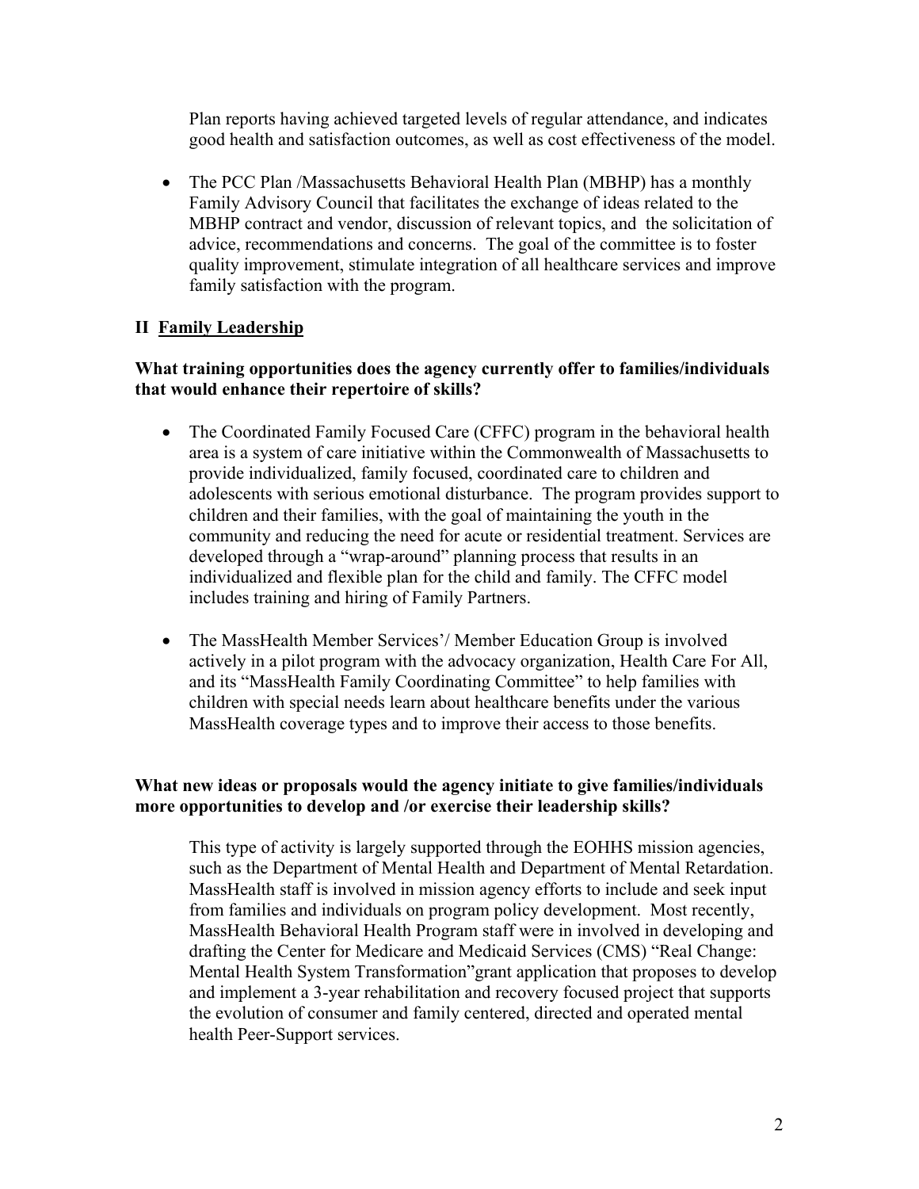Plan reports having achieved targeted levels of regular attendance, and indicates good health and satisfaction outcomes, as well as cost effectiveness of the model.

- The PCC Plan /Massachusetts Behavioral Health Plan (MBHP) has a monthly Family Advisory Council that facilitates the exchange of ideas related to the MBHP contract and vendor, discussion of relevant topics, and the solicitation of advice, recommendations and concerns. The goal of the committee is to foster quality improvement, stimulate integration of all healthcare services and improve family satisfaction with the program.

## II Family Leadership

**What training opportunities does the agency currently offer to families/individuals that would enhance their repertoire of skills?**

- The Coordinated Family Focused Care (CFFC) program in the behavioral health area is a system of care initiative within the Commonwealth of Massachusetts to provide individualized, family focused, coordinated care to children and adolescents with serious emotional disturbance. The program provides support to children and their families, with the goal of maintaining the youth in the community and reducing the need for acute or residential treatment. Services are developed through a "wrap-around" planning process that results in an individualized and flexible plan for the child and family. The CFFC model includes training and hiring of Family Partners.

- The MassHealth Member Services'/ Member Education Group is involved actively in a pilot program with the advocacy organization, Health Care For All, and its "MassHealth Family Coordinating Committee" to help families with children with special needs learn about healthcare benefits under the various MassHealth coverage types and to improve their access to those benefits.

**What new ideas or proposals would the agency initiate to give families/individuals more opportunities to develop and /or exercise their leadership skills?**

This type of activity is largely supported through the EOHHS mission agencies, such as the Department of Mental Health and Department of Mental Retardation. MassHealth staff is involved in mission agency efforts to include and seek input from families and individuals on program policy development. Most recently, MassHealth Behavioral Health Program staff were in involved in developing and drafting the Center for Medicare and Medicaid Services (CMS) "Real Change: Mental Health System Transformation"grant application that proposes to develop and implement a 3-year rehabilitation and recovery focused project that supports the evolution of consumer and family centered, directed and operated mental health Peer-Support services.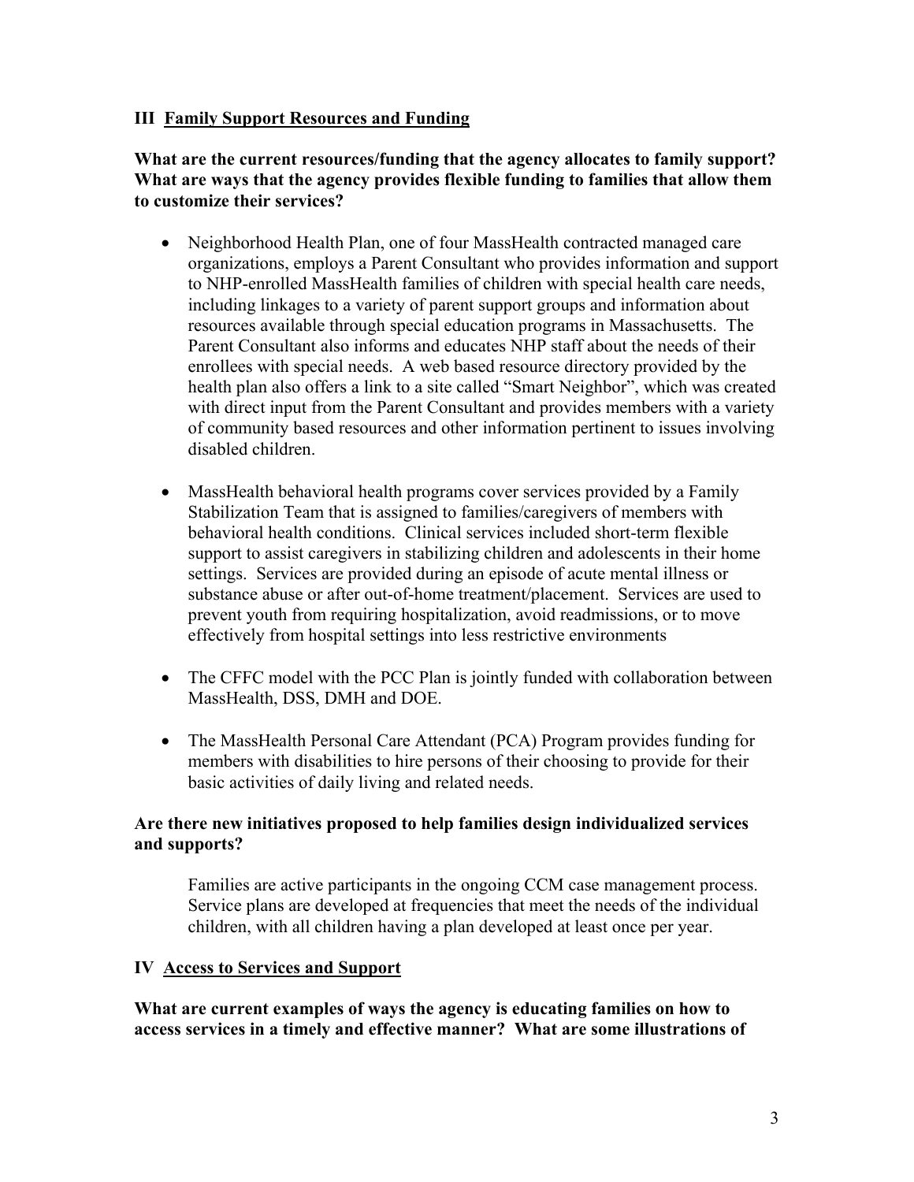## III Family Support Resources and Funding

**What are the current resources/funding that the agency allocates to family support? What are ways that the agency provides flexible funding to families that allow them to customize their services?**

- Neighborhood Health Plan, one of four MassHealth contracted managed care organizations, employs a Parent Consultant who provides information and support to NHP-enrolled MassHealth families of children with special health care needs, including linkages to a variety of parent support groups and information about resources available through special education programs in Massachusetts. The Parent Consultant also informs and educates NHP staff about the needs of their enrollees with special needs. A web based resource directory provided by the health plan also offers a link to a site called "Smart Neighbor", which was created with direct input from the Parent Consultant and provides members with a variety of community based resources and other information pertinent to issues involving disabled children.

- MassHealth behavioral health programs cover services provided by a Family Stabilization Team that is assigned to families/caregivers of members with behavioral health conditions. Clinical services included short-term flexible support to assist caregivers in stabilizing children and adolescents in their home settings. Services are provided during an episode of acute mental illness or substance abuse or after out-of-home treatment/placement. Services are used to prevent youth from requiring hospitalization, avoid readmissions, or to move effectively from hospital settings into less restrictive environments

- The CFFC model with the PCC Plan is jointly funded with collaboration between MassHealth, DSS, DMH and DOE.

- The MassHealth Personal Care Attendant (PCA) Program provides funding for members with disabilities to hire persons of their choosing to provide for their basic activities of daily living and related needs.

**Are there new initiatives proposed to help families design individualized services and supports?**

Families are active participants in the ongoing CCM case management process. Service plans are developed at frequencies that meet the needs of the individual children, with all children having a plan developed at least once per year.

## IV Access to Services and Support

**What are current examples of ways the agency is educating families on how to access services in a timely and effective manner? What are some illustrations of**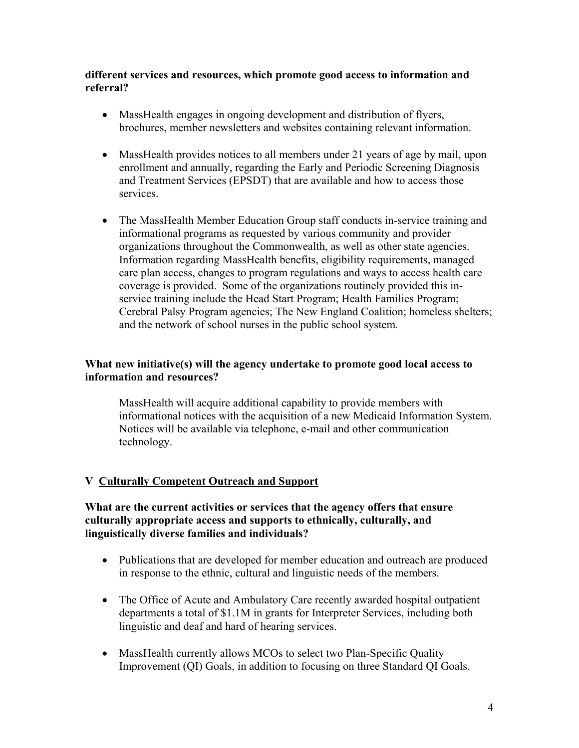**different services and resources, which promote good access to information and referral?**

- MassHealth engages in ongoing development and distribution of flyers, brochures, member newsletters and websites containing relevant information.

- MassHealth provides notices to all members under 21 years of age by mail, upon enrollment and annually, regarding the Early and Periodic Screening Diagnosis and Treatment Services (EPSDT) that are available and how to access those services.

- The MassHealth Member Education Group staff conducts in-service training and informational programs as requested by various community and provider organizations throughout the Commonwealth, as well as other state agencies. Information regarding MassHealth benefits, eligibility requirements, managed care plan access, changes to program regulations and ways to access health care coverage is provided. Some of the organizations routinely provided this in-service training include the Head Start Program; Health Families Program; Cerebral Palsy Program agencies; The New England Coalition; homeless shelters; and the network of school nurses in the public school system.

**What new initiative(s) will the agency undertake to promote good local access to information and resources?**

MassHealth will acquire additional capability to provide members with informational notices with the acquisition of a new Medicaid Information System. Notices will be available via telephone, e-mail and other communication technology.

## V <u>Culturally Competent Outreach and Support</u>

**What are the current activities or services that the agency offers that ensure culturally appropriate access and supports to ethnically, culturally, and linguistically diverse families and individuals?**

- Publications that are developed for member education and outreach are produced in response to the ethnic, cultural and linguistic needs of the members.

- The Office of Acute and Ambulatory Care recently awarded hospital outpatient departments a total of $1.1M in grants for Interpreter Services, including both linguistic and deaf and hard of hearing services.

- MassHealth currently allows MCOs to select two Plan-Specific Quality Improvement (QI) Goals, in addition to focusing on three Standard QI Goals.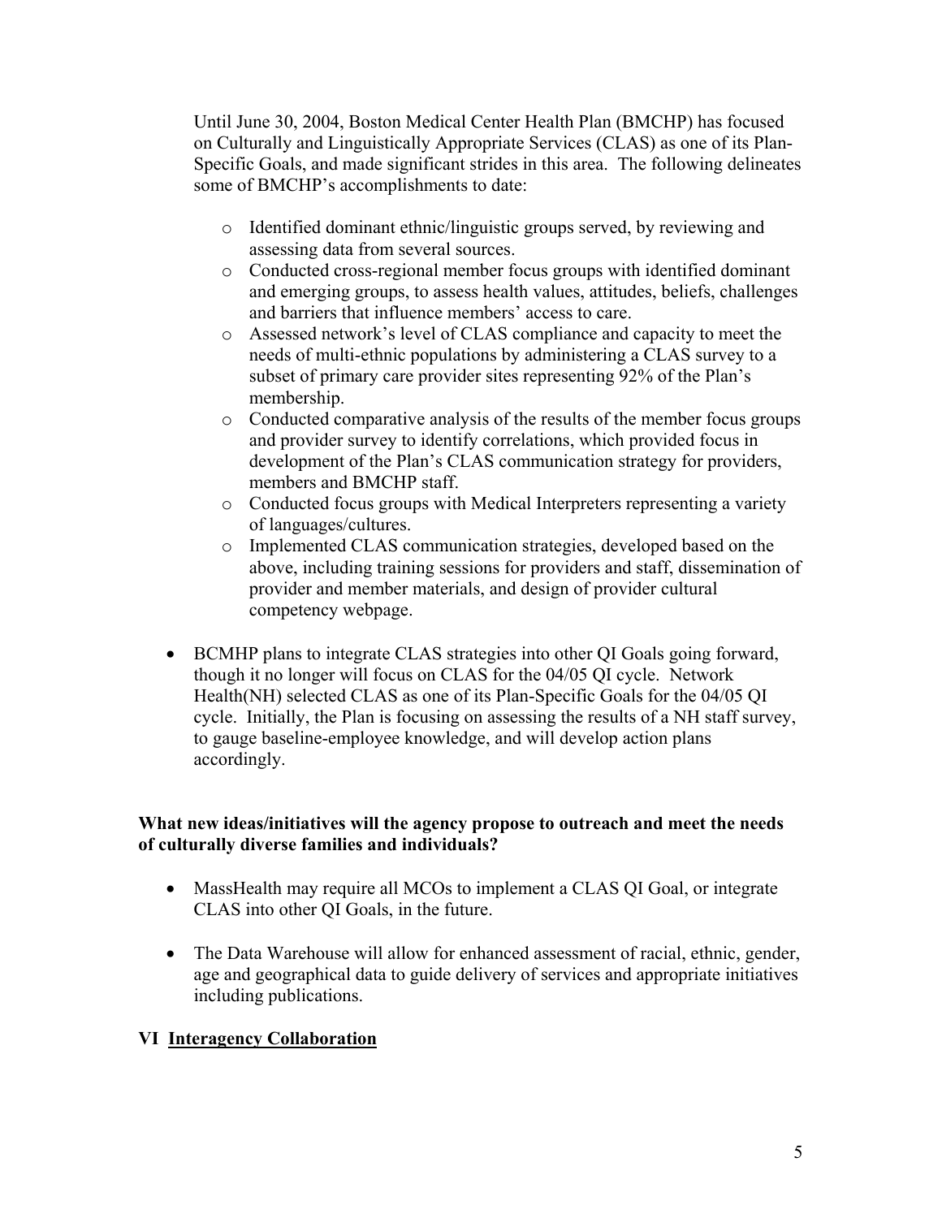Until June 30, 2004, Boston Medical Center Health Plan (BMCHP) has focused on Culturally and Linguistically Appropriate Services (CLAS) as one of its Plan-Specific Goals, and made significant strides in this area. The following delineates some of BMCHP's accomplishments to date:

- Identified dominant ethnic/linguistic groups served, by reviewing and assessing data from several sources.
- Conducted cross-regional member focus groups with identified dominant and emerging groups, to assess health values, attitudes, beliefs, challenges and barriers that influence members' access to care.
- Assessed network's level of CLAS compliance and capacity to meet the needs of multi-ethnic populations by administering a CLAS survey to a subset of primary care provider sites representing 92% of the Plan's membership.
- Conducted comparative analysis of the results of the member focus groups and provider survey to identify correlations, which provided focus in development of the Plan's CLAS communication strategy for providers, members and BMCHP staff.
- Conducted focus groups with Medical Interpreters representing a variety of languages/cultures.
- Implemented CLAS communication strategies, developed based on the above, including training sessions for providers and staff, dissemination of provider and member materials, and design of provider cultural competency webpage.

- BCMHP plans to integrate CLAS strategies into other QI Goals going forward, though it no longer will focus on CLAS for the 04/05 QI cycle. Network Health(NH) selected CLAS as one of its Plan-Specific Goals for the 04/05 QI cycle. Initially, the Plan is focusing on assessing the results of a NH staff survey, to gauge baseline-employee knowledge, and will develop action plans accordingly.

**What new ideas/initiatives will the agency propose to outreach and meet the needs of culturally diverse families and individuals?**

- MassHealth may require all MCOs to implement a CLAS QI Goal, or integrate CLAS into other QI Goals, in the future.
- The Data Warehouse will allow for enhanced assessment of racial, ethnic, gender, age and geographical data to guide delivery of services and appropriate initiatives including publications.

## VI <u>Interagency Collaboration</u>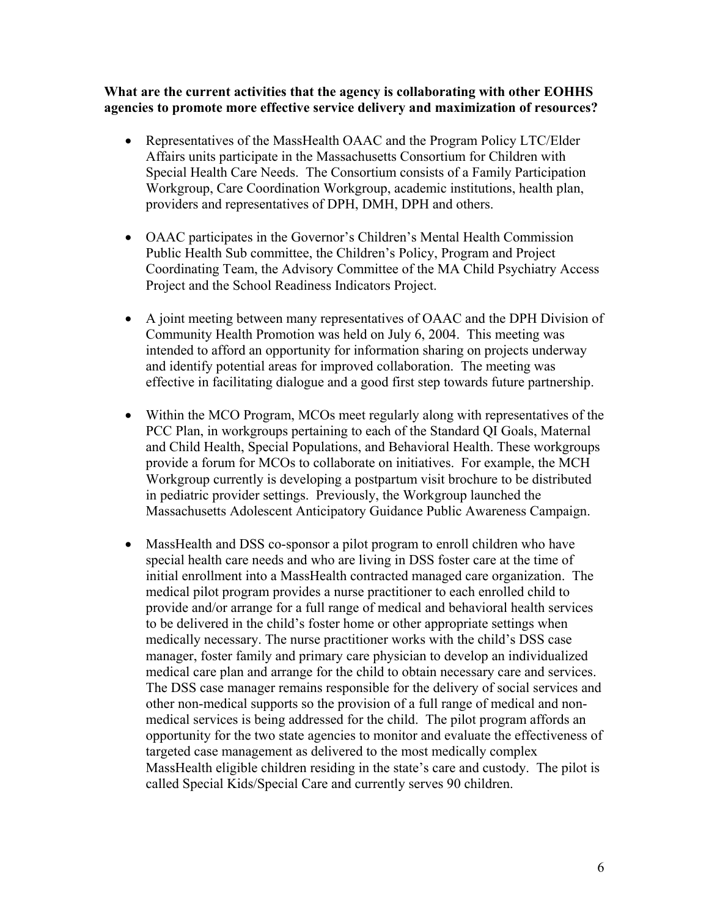**What are the current activities that the agency is collaborating with other EOHHS agencies to promote more effective service delivery and maximization of resources?**

- Representatives of the MassHealth OAAC and the Program Policy LTC/Elder Affairs units participate in the Massachusetts Consortium for Children with Special Health Care Needs. The Consortium consists of a Family Participation Workgroup, Care Coordination Workgroup, academic institutions, health plan, providers and representatives of DPH, DMH, DPH and others.

- OAAC participates in the Governor's Children's Mental Health Commission Public Health Sub committee, the Children's Policy, Program and Project Coordinating Team, the Advisory Committee of the MA Child Psychiatry Access Project and the School Readiness Indicators Project.

- A joint meeting between many representatives of OAAC and the DPH Division of Community Health Promotion was held on July 6, 2004. This meeting was intended to afford an opportunity for information sharing on projects underway and identify potential areas for improved collaboration. The meeting was effective in facilitating dialogue and a good first step towards future partnership.

- Within the MCO Program, MCOs meet regularly along with representatives of the PCC Plan, in workgroups pertaining to each of the Standard QI Goals, Maternal and Child Health, Special Populations, and Behavioral Health. These workgroups provide a forum for MCOs to collaborate on initiatives. For example, the MCH Workgroup currently is developing a postpartum visit brochure to be distributed in pediatric provider settings. Previously, the Workgroup launched the Massachusetts Adolescent Anticipatory Guidance Public Awareness Campaign.

- MassHealth and DSS co-sponsor a pilot program to enroll children who have special health care needs and who are living in DSS foster care at the time of initial enrollment into a MassHealth contracted managed care organization. The medical pilot program provides a nurse practitioner to each enrolled child to provide and/or arrange for a full range of medical and behavioral health services to be delivered in the child's foster home or other appropriate settings when medically necessary. The nurse practitioner works with the child's DSS case manager, foster family and primary care physician to develop an individualized medical care plan and arrange for the child to obtain necessary care and services. The DSS case manager remains responsible for the delivery of social services and other non-medical supports so the provision of a full range of medical and non-medical services is being addressed for the child. The pilot program affords an opportunity for the two state agencies to monitor and evaluate the effectiveness of targeted case management as delivered to the most medically complex MassHealth eligible children residing in the state's care and custody. The pilot is called Special Kids/Special Care and currently serves 90 children.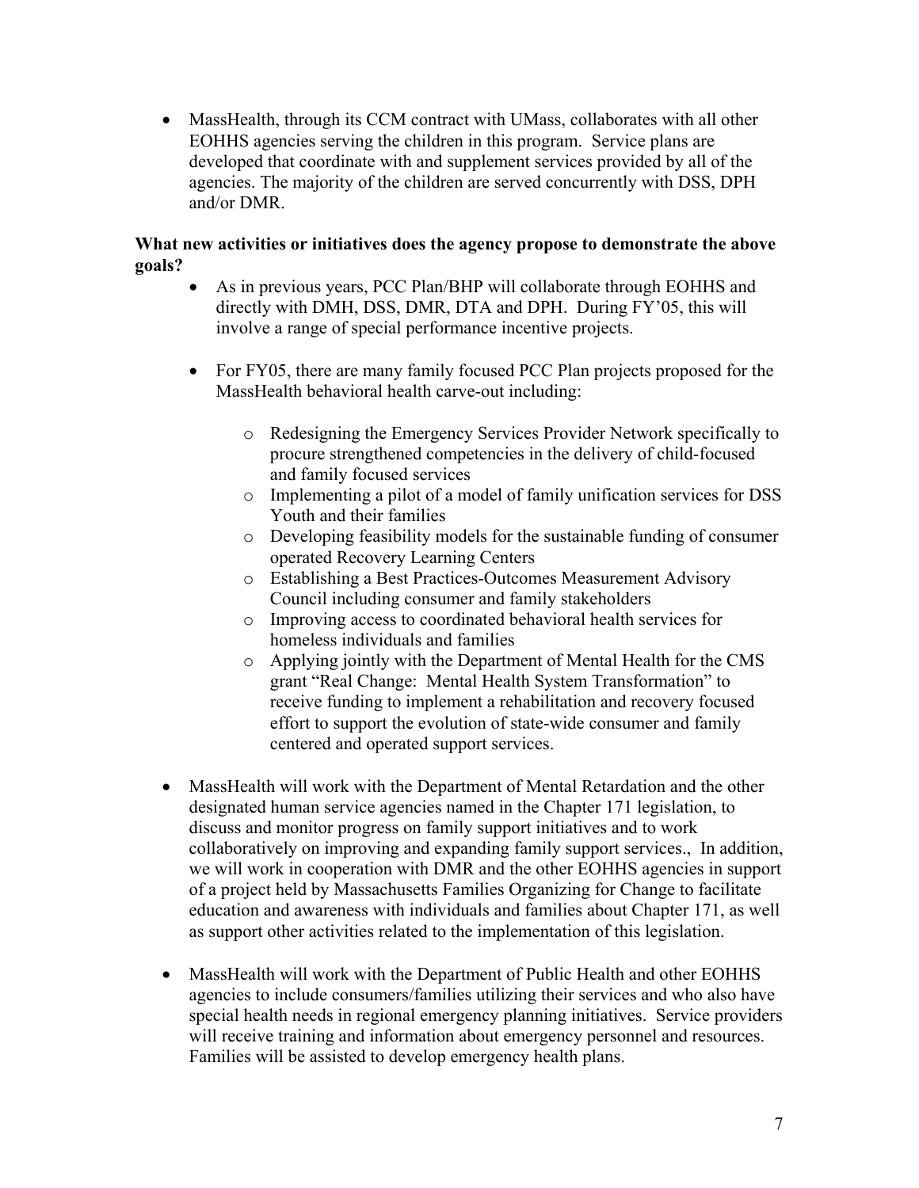- MassHealth, through its CCM contract with UMass, collaborates with all other EOHHS agencies serving the children in this program. Service plans are developed that coordinate with and supplement services provided by all of the agencies. The majority of the children are served concurrently with DSS, DPH and/or DMR.

**What new activities or initiatives does the agency propose to demonstrate the above goals?**

- As in previous years, PCC Plan/BHP will collaborate through EOHHS and directly with DMH, DSS, DMR, DTA and DPH. During FY'05, this will involve a range of special performance incentive projects.
- For FY05, there are many family focused PCC Plan projects proposed for the MassHealth behavioral health carve-out including:
  - Redesigning the Emergency Services Provider Network specifically to procure strengthened competencies in the delivery of child-focused and family focused services
  - Implementing a pilot of a model of family unification services for DSS Youth and their families
  - Developing feasibility models for the sustainable funding of consumer operated Recovery Learning Centers
  - Establishing a Best Practices-Outcomes Measurement Advisory Council including consumer and family stakeholders
  - Improving access to coordinated behavioral health services for homeless individuals and families
  - Applying jointly with the Department of Mental Health for the CMS grant "Real Change: Mental Health System Transformation" to receive funding to implement a rehabilitation and recovery focused effort to support the evolution of state-wide consumer and family centered and operated support services.

- MassHealth will work with the Department of Mental Retardation and the other designated human service agencies named in the Chapter 171 legislation, to discuss and monitor progress on family support initiatives and to work collaboratively on improving and expanding family support services., In addition, we will work in cooperation with DMR and the other EOHHS agencies in support of a project held by Massachusetts Families Organizing for Change to facilitate education and awareness with individuals and families about Chapter 171, as well as support other activities related to the implementation of this legislation.

- MassHealth will work with the Department of Public Health and other EOHHS agencies to include consumers/families utilizing their services and who also have special health needs in regional emergency planning initiatives. Service providers will receive training and information about emergency personnel and resources. Families will be assisted to develop emergency health plans.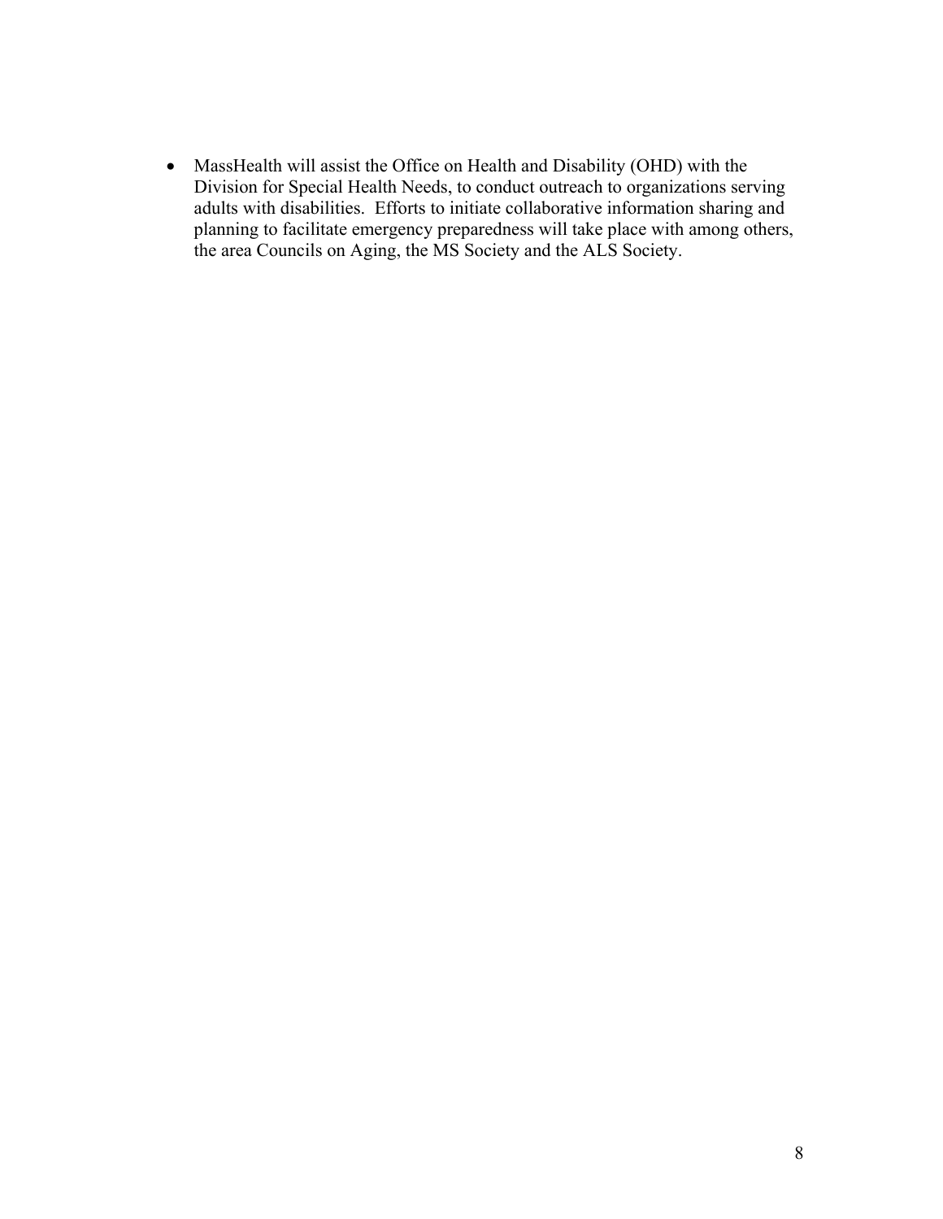- MassHealth will assist the Office on Health and Disability (OHD) with the Division for Special Health Needs, to conduct outreach to organizations serving adults with disabilities. Efforts to initiate collaborative information sharing and planning to facilitate emergency preparedness will take place with among others, the area Councils on Aging, the MS Society and the ALS Society.